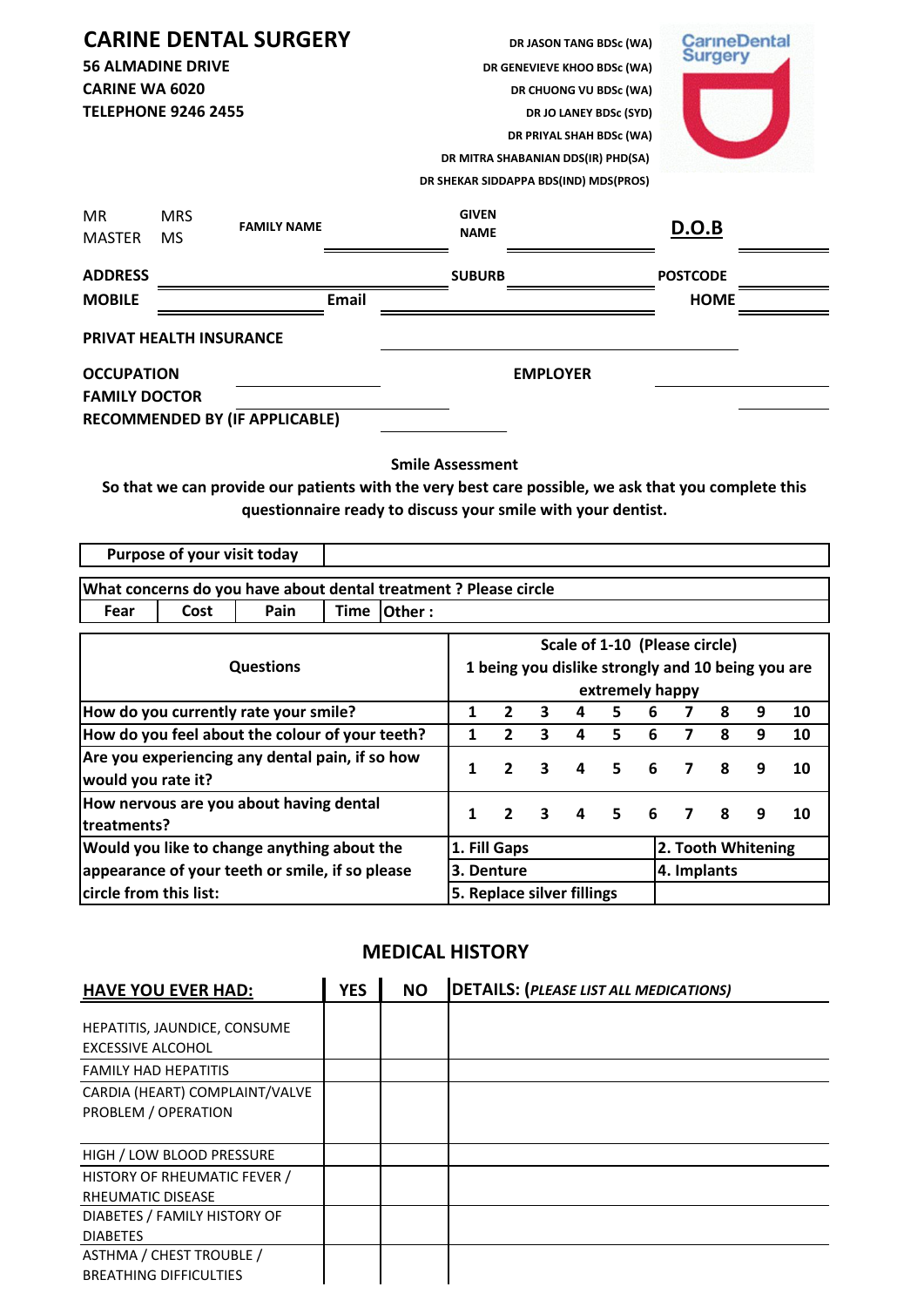# CARINE DENTAL SURGERY

**56 ALMADINE DRIVE**
**CARINE WA 6020**
**TELEPHONE 9246 2455**

DR JASON TANG BDSc (WA)
DR GENEVIEVE KHOO BDSc (WA)
DR CHUONG VU BDSc (WA)
DR JO LANEY BDSc (SYD)
DR PRIYAL SHAH BDSc (WA)
DR MITRA SHABANIAN DDS(IR) PHD(SA)
DR SHEKAR SIDDAPPA BDS(IND) MDS(PROS)

CarineDental Surgery

MR MRS
MASTER MS

**FAMILY NAME** ______________ **GIVEN NAME** ______________ **D.O.B** ______________

**ADDRESS** ______________ **SUBURB** ______________ **POSTCODE** ______________

**MOBILE** ______________ **Email** ______________ **HOME** ______________

**PRIVAT HEALTH INSURANCE** ______________

**OCCUPATION** ______________ **EMPLOYER** ______________

**FAMILY DOCTOR** ______________

**RECOMMENDED BY (IF APPLICABLE)** ______________

**Smile Assessment**

**So that we can provide our patients with the very best care possible, we ask that you complete this questionnaire ready to discuss your smile with your dentist.**

| Purpose of your visit today | |
|---|---|

| What concerns do you have about dental treatment ? Please circle | | | | |
|---|---|---|---|---|
| Fear | Cost | Pain | Time | Other : |

| Questions | Scale of 1-10 (Please circle) 1 being you dislike strongly and 10 being you are extremely happy | | | | | | | | | |
|---|---|---|---|---|---|---|---|---|---|---|
| How do you currently rate your smile? | 1 | 2 | 3 | 4 | 5 | 6 | 7 | 8 | 9 | 10 |
| How do you feel about the colour of your teeth? | 1 | 2 | 3 | 4 | 5 | 6 | 7 | 8 | 9 | 10 |
| Are you experiencing any dental pain, if so how would you rate it? | 1 | 2 | 3 | 4 | 5 | 6 | 7 | 8 | 9 | 10 |
| How nervous are you about having dental treatments? | 1 | 2 | 3 | 4 | 5 | 6 | 7 | 8 | 9 | 10 |

| Would you like to change anything about the appearance of your teeth or smile, if so please circle from this list: | | |
|---|---|---|
| | 1. Fill Gaps | 2. Tooth Whitening |
| | 3. Denture | 4. Implants |
| | 5. Replace silver fillings | |

## MEDICAL HISTORY

| HAVE YOU EVER HAD: | YES | NO | DETAILS: (*PLEASE LIST ALL MEDICATIONS*) |
|---|---|---|---|
| HEPATITIS, JAUNDICE, CONSUME EXCESSIVE ALCOHOL | | | |
| FAMILY HAD HEPATITIS | | | |
| CARDIA (HEART) COMPLAINT/VALVE PROBLEM / OPERATION | | | |
| HIGH / LOW BLOOD PRESSURE | | | |
| HISTORY OF RHEUMATIC FEVER / RHEUMATIC DISEASE | | | |
| DIABETES / FAMILY HISTORY OF DIABETES | | | |
| ASTHMA / CHEST TROUBLE / BREATHING DIFFICULTIES | | | |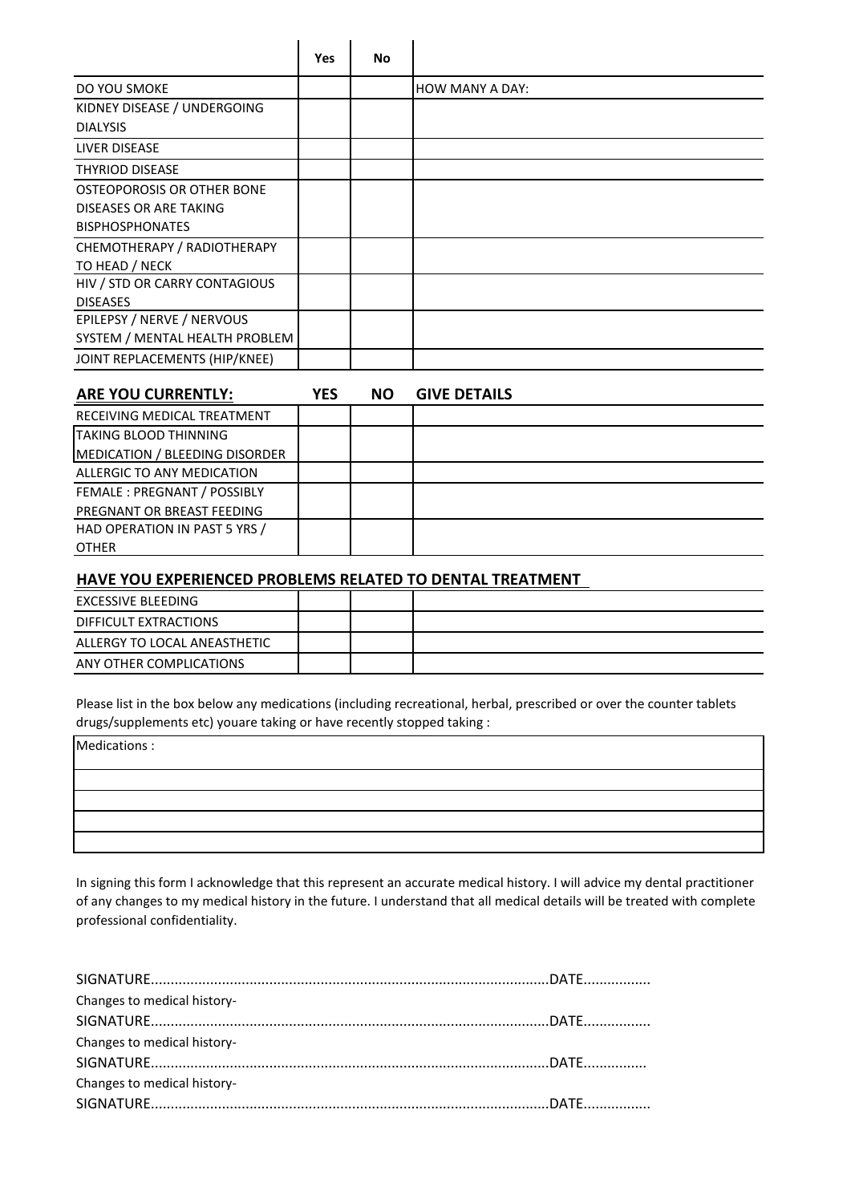| | Yes | No | |
|---|---|---|---|
| DO YOU SMOKE | | | HOW MANY A DAY: |
| KIDNEY DISEASE / UNDERGOING DIALYSIS | | | |
| LIVER DISEASE | | | |
| THYRIOD DISEASE | | | |
| OSTEOPOROSIS OR OTHER BONE DISEASES OR ARE TAKING BISPHOSPHONATES | | | |
| CHEMOTHERAPY / RADIOTHERAPY TO HEAD / NECK | | | |
| HIV / STD OR CARRY CONTAGIOUS DISEASES | | | |
| EPILEPSY / NERVE / NERVOUS SYSTEM / MENTAL HEALTH PROBLEM | | | |
| JOINT REPLACEMENTS (HIP/KNEE) | | | |

| ARE YOU CURRENTLY: | YES | NO | GIVE DETAILS |
|---|---|---|---|
| RECEIVING MEDICAL TREATMENT | | | |
| TAKING BLOOD THINNING MEDICATION / BLEEDING DISORDER | | | |
| ALLERGIC TO ANY MEDICATION | | | |
| FEMALE : PREGNANT / POSSIBLY PREGNANT OR BREAST FEEDING | | | |
| HAD OPERATION IN PAST 5 YRS / OTHER | | | |

## HAVE YOU EXPERIENCED PROBLEMS RELATED TO DENTAL TREATMENT

| | | | |
|---|---|---|---|
| EXCESSIVE BLEEDING | | | |
| DIFFICULT EXTRACTIONS | | | |
| ALLERGY TO LOCAL ANEASTHETIC | | | |
| ANY OTHER COMPLICATIONS | | | |

Please list in the box below any medications (including recreational, herbal, prescribed or over the counter tablets drugs/supplements etc) youare taking or have recently stopped taking :

| Medications : |
|---|
| |
| |
| |
| |

In signing this form I acknowledge that this represent an accurate medical history. I will advice my dental practitioner of any changes to my medical history in the future. I understand that all medical details will be treated with complete professional confidentiality.

SIGNATURE...................................................................................................DATE.................

Changes to medical history-

SIGNATURE...................................................................................................DATE.................

Changes to medical history-

SIGNATURE...................................................................................................DATE................

Changes to medical history-

SIGNATURE...................................................................................................DATE.................